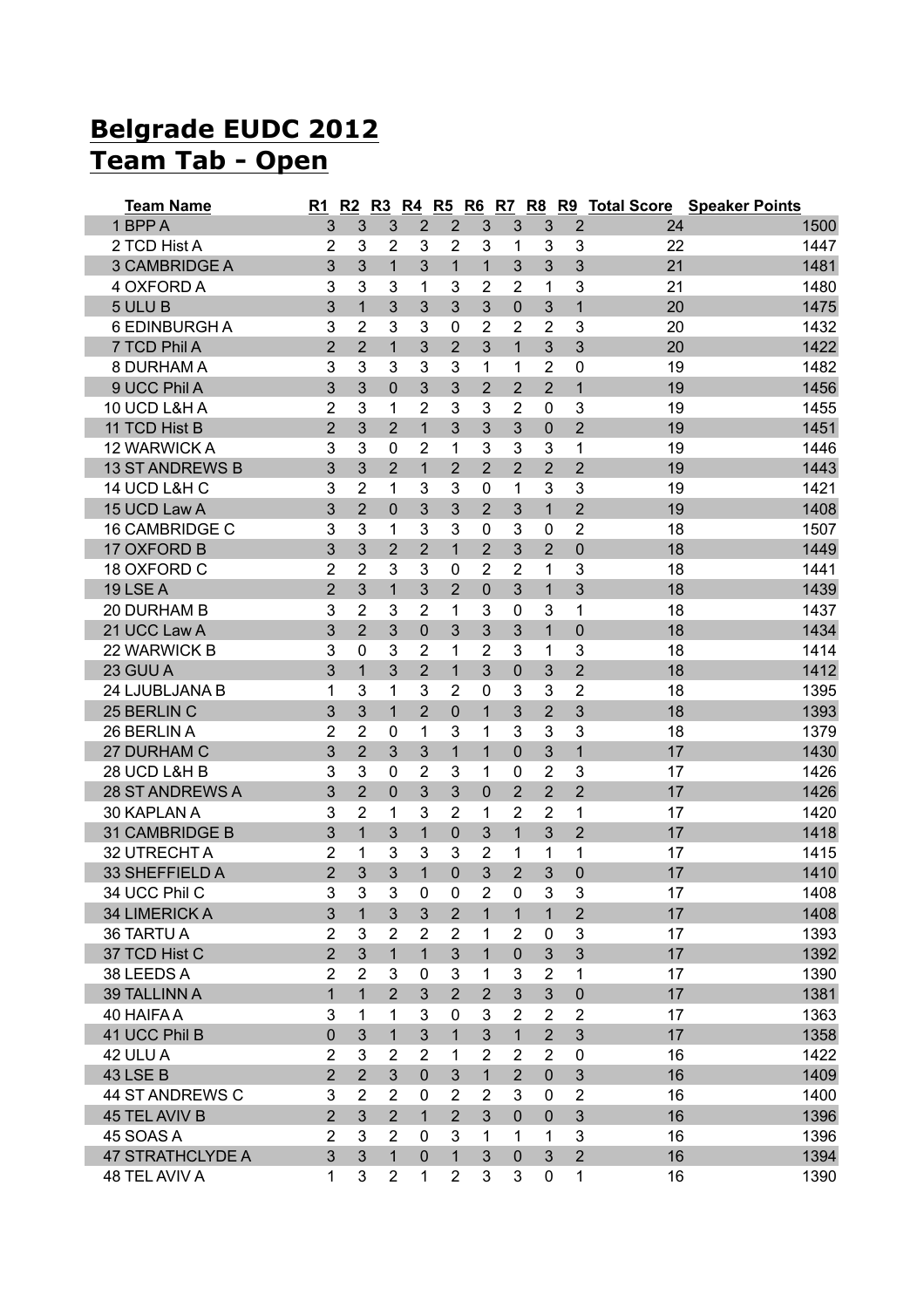# Belgrade EUDC 2012
# Team Tab - Open

| Team Name | R1 | R2 | R3 | R4 | R5 | R6 | R7 | R8 | R9 | Total Score | Speaker Points |
|---|---|---|---|---|---|---|---|---|---|---|---|
| 1 BPP A | 3 | 3 | 3 | 2 | 2 | 3 | 3 | 3 | 2 | 24 | 1500 |
| 2 TCD Hist A | 2 | 3 | 2 | 3 | 2 | 3 | 1 | 3 | 3 | 22 | 1447 |
| 3 CAMBRIDGE A | 3 | 3 | 1 | 3 | 1 | 1 | 3 | 3 | 3 | 21 | 1481 |
| 4 OXFORD A | 3 | 3 | 3 | 1 | 3 | 2 | 2 | 1 | 3 | 21 | 1480 |
| 5 ULU B | 3 | 1 | 3 | 3 | 3 | 3 | 0 | 3 | 1 | 20 | 1475 |
| 6 EDINBURGH A | 3 | 2 | 3 | 3 | 0 | 2 | 2 | 2 | 3 | 20 | 1432 |
| 7 TCD Phil A | 2 | 2 | 1 | 3 | 2 | 3 | 1 | 3 | 3 | 20 | 1422 |
| 8 DURHAM A | 3 | 3 | 3 | 3 | 3 | 1 | 1 | 2 | 0 | 19 | 1482 |
| 9 UCC Phil A | 3 | 3 | 0 | 3 | 3 | 2 | 2 | 2 | 1 | 19 | 1456 |
| 10 UCD L&H A | 2 | 3 | 1 | 2 | 3 | 3 | 2 | 0 | 3 | 19 | 1455 |
| 11 TCD Hist B | 2 | 3 | 2 | 1 | 3 | 3 | 3 | 0 | 2 | 19 | 1451 |
| 12 WARWICK A | 3 | 3 | 0 | 2 | 1 | 3 | 3 | 3 | 1 | 19 | 1446 |
| 13 ST ANDREWS B | 3 | 3 | 2 | 1 | 2 | 2 | 2 | 2 | 2 | 19 | 1443 |
| 14 UCD L&H C | 3 | 2 | 1 | 3 | 3 | 0 | 1 | 3 | 3 | 19 | 1421 |
| 15 UCD Law A | 3 | 2 | 0 | 3 | 3 | 2 | 3 | 1 | 2 | 19 | 1408 |
| 16 CAMBRIDGE C | 3 | 3 | 1 | 3 | 3 | 0 | 3 | 0 | 2 | 18 | 1507 |
| 17 OXFORD B | 3 | 3 | 2 | 2 | 1 | 2 | 3 | 2 | 0 | 18 | 1449 |
| 18 OXFORD C | 2 | 2 | 3 | 3 | 0 | 2 | 2 | 1 | 3 | 18 | 1441 |
| 19 LSE A | 2 | 3 | 1 | 3 | 2 | 0 | 3 | 1 | 3 | 18 | 1439 |
| 20 DURHAM B | 3 | 2 | 3 | 2 | 1 | 3 | 0 | 3 | 1 | 18 | 1437 |
| 21 UCC Law A | 3 | 2 | 3 | 0 | 3 | 3 | 3 | 1 | 0 | 18 | 1434 |
| 22 WARWICK B | 3 | 0 | 3 | 2 | 1 | 2 | 3 | 1 | 3 | 18 | 1414 |
| 23 GUU A | 3 | 1 | 3 | 2 | 1 | 3 | 0 | 3 | 2 | 18 | 1412 |
| 24 LJUBLJANA B | 1 | 3 | 1 | 3 | 2 | 0 | 3 | 3 | 2 | 18 | 1395 |
| 25 BERLIN C | 3 | 3 | 1 | 2 | 0 | 1 | 3 | 2 | 3 | 18 | 1393 |
| 26 BERLIN A | 2 | 2 | 0 | 1 | 3 | 1 | 3 | 3 | 3 | 18 | 1379 |
| 27 DURHAM C | 3 | 2 | 3 | 3 | 1 | 1 | 0 | 3 | 1 | 17 | 1430 |
| 28 UCD L&H B | 3 | 3 | 0 | 2 | 3 | 1 | 0 | 2 | 3 | 17 | 1426 |
| 28 ST ANDREWS A | 3 | 2 | 0 | 3 | 3 | 0 | 2 | 2 | 2 | 17 | 1426 |
| 30 KAPLAN A | 3 | 2 | 1 | 3 | 2 | 1 | 2 | 2 | 1 | 17 | 1420 |
| 31 CAMBRIDGE B | 3 | 1 | 3 | 1 | 0 | 3 | 1 | 3 | 2 | 17 | 1418 |
| 32 UTRECHT A | 2 | 1 | 3 | 3 | 3 | 2 | 1 | 1 | 1 | 17 | 1415 |
| 33 SHEFFIELD A | 2 | 3 | 3 | 1 | 0 | 3 | 2 | 3 | 0 | 17 | 1410 |
| 34 UCC Phil C | 3 | 3 | 3 | 0 | 0 | 2 | 0 | 3 | 3 | 17 | 1408 |
| 34 LIMERICK A | 3 | 1 | 3 | 3 | 2 | 1 | 1 | 1 | 2 | 17 | 1408 |
| 36 TARTU A | 2 | 3 | 2 | 2 | 2 | 1 | 2 | 0 | 3 | 17 | 1393 |
| 37 TCD Hist C | 2 | 3 | 1 | 1 | 3 | 1 | 0 | 3 | 3 | 17 | 1392 |
| 38 LEEDS A | 2 | 2 | 3 | 0 | 3 | 1 | 3 | 2 | 1 | 17 | 1390 |
| 39 TALLINN A | 1 | 1 | 2 | 3 | 2 | 2 | 3 | 3 | 0 | 17 | 1381 |
| 40 HAIFA A | 3 | 1 | 1 | 3 | 0 | 3 | 2 | 2 | 2 | 17 | 1363 |
| 41 UCC Phil B | 0 | 3 | 1 | 3 | 1 | 3 | 1 | 2 | 3 | 17 | 1358 |
| 42 ULU A | 2 | 3 | 2 | 2 | 1 | 2 | 2 | 2 | 0 | 16 | 1422 |
| 43 LSE B | 2 | 2 | 3 | 0 | 3 | 1 | 2 | 0 | 3 | 16 | 1409 |
| 44 ST ANDREWS C | 3 | 2 | 2 | 0 | 2 | 2 | 3 | 0 | 2 | 16 | 1400 |
| 45 TEL AVIV B | 2 | 3 | 2 | 1 | 2 | 3 | 0 | 0 | 3 | 16 | 1396 |
| 45 SOAS A | 2 | 3 | 2 | 0 | 3 | 1 | 1 | 1 | 3 | 16 | 1396 |
| 47 STRATHCLYDE A | 3 | 3 | 1 | 0 | 1 | 3 | 0 | 3 | 2 | 16 | 1394 |
| 48 TEL AVIV A | 1 | 3 | 2 | 1 | 2 | 3 | 3 | 0 | 1 | 16 | 1390 |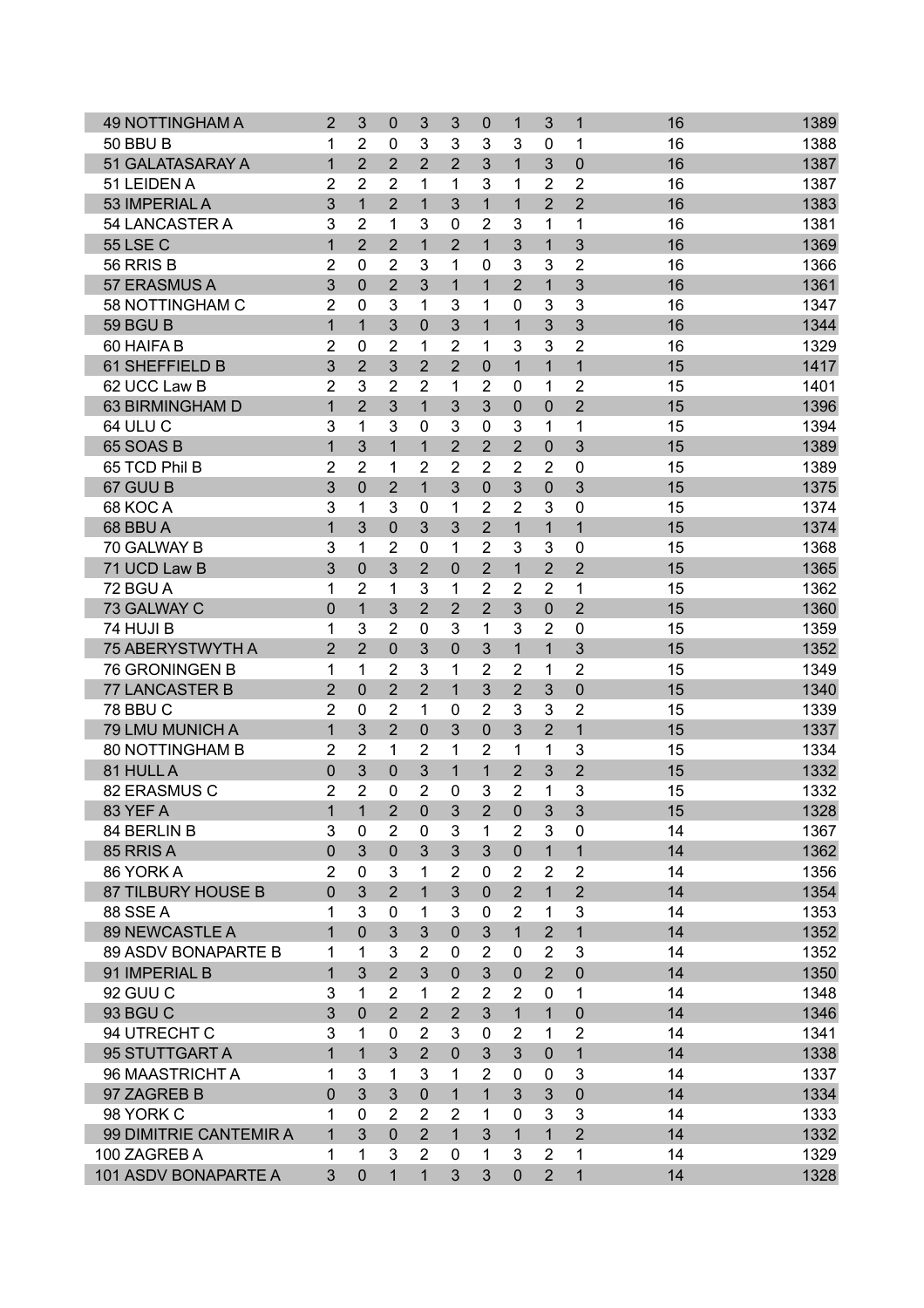| | | | | | | | | | | | |
|---|---|---|---|---|---|---|---|---|---|---|---|
| 49 NOTTINGHAM A | 2 | 3 | 0 | 3 | 3 | 0 | 1 | 3 | 1 | 16 | 1389 |
| 50 BBU B | 1 | 2 | 0 | 3 | 3 | 3 | 3 | 0 | 1 | 16 | 1388 |
| 51 GALATASARAY A | 1 | 2 | 2 | 2 | 2 | 3 | 1 | 3 | 0 | 16 | 1387 |
| 51 LEIDEN A | 2 | 2 | 2 | 1 | 1 | 3 | 1 | 2 | 2 | 16 | 1387 |
| 53 IMPERIAL A | 3 | 1 | 2 | 1 | 3 | 1 | 1 | 2 | 2 | 16 | 1383 |
| 54 LANCASTER A | 3 | 2 | 1 | 3 | 0 | 2 | 3 | 1 | 1 | 16 | 1381 |
| 55 LSE C | 1 | 2 | 2 | 1 | 2 | 1 | 3 | 1 | 3 | 16 | 1369 |
| 56 RRIS B | 2 | 0 | 2 | 3 | 1 | 0 | 3 | 3 | 2 | 16 | 1366 |
| 57 ERASMUS A | 3 | 0 | 2 | 3 | 1 | 1 | 2 | 1 | 3 | 16 | 1361 |
| 58 NOTTINGHAM C | 2 | 0 | 3 | 1 | 3 | 1 | 0 | 3 | 3 | 16 | 1347 |
| 59 BGU B | 1 | 1 | 3 | 0 | 3 | 1 | 1 | 3 | 3 | 16 | 1344 |
| 60 HAIFA B | 2 | 0 | 2 | 1 | 2 | 1 | 3 | 3 | 2 | 16 | 1329 |
| 61 SHEFFIELD B | 3 | 2 | 3 | 2 | 2 | 0 | 1 | 1 | 1 | 15 | 1417 |
| 62 UCC Law B | 2 | 3 | 2 | 2 | 1 | 2 | 0 | 1 | 2 | 15 | 1401 |
| 63 BIRMINGHAM D | 1 | 2 | 3 | 1 | 3 | 3 | 0 | 0 | 2 | 15 | 1396 |
| 64 ULU C | 3 | 1 | 3 | 0 | 3 | 0 | 3 | 1 | 1 | 15 | 1394 |
| 65 SOAS B | 1 | 3 | 1 | 1 | 2 | 2 | 2 | 0 | 3 | 15 | 1389 |
| 65 TCD Phil B | 2 | 2 | 1 | 2 | 2 | 2 | 2 | 2 | 0 | 15 | 1389 |
| 67 GUU B | 3 | 0 | 2 | 1 | 3 | 0 | 3 | 0 | 3 | 15 | 1375 |
| 68 KOC A | 3 | 1 | 3 | 0 | 1 | 2 | 2 | 3 | 0 | 15 | 1374 |
| 68 BBU A | 1 | 3 | 0 | 3 | 3 | 2 | 1 | 1 | 1 | 15 | 1374 |
| 70 GALWAY B | 3 | 1 | 2 | 0 | 1 | 2 | 3 | 3 | 0 | 15 | 1368 |
| 71 UCD Law B | 3 | 0 | 3 | 2 | 0 | 2 | 1 | 2 | 2 | 15 | 1365 |
| 72 BGU A | 1 | 2 | 1 | 3 | 1 | 2 | 2 | 2 | 1 | 15 | 1362 |
| 73 GALWAY C | 0 | 1 | 3 | 2 | 2 | 2 | 3 | 0 | 2 | 15 | 1360 |
| 74 HUJI B | 1 | 3 | 2 | 0 | 3 | 1 | 3 | 2 | 0 | 15 | 1359 |
| 75 ABERYSTWYTH A | 2 | 2 | 0 | 3 | 0 | 3 | 1 | 1 | 3 | 15 | 1352 |
| 76 GRONINGEN B | 1 | 1 | 2 | 3 | 1 | 2 | 2 | 1 | 2 | 15 | 1349 |
| 77 LANCASTER B | 2 | 0 | 2 | 2 | 1 | 3 | 2 | 3 | 0 | 15 | 1340 |
| 78 BBU C | 2 | 0 | 2 | 1 | 0 | 2 | 3 | 3 | 2 | 15 | 1339 |
| 79 LMU MUNICH A | 1 | 3 | 2 | 0 | 3 | 0 | 3 | 2 | 1 | 15 | 1337 |
| 80 NOTTINGHAM B | 2 | 2 | 1 | 2 | 1 | 2 | 1 | 1 | 3 | 15 | 1334 |
| 81 HULL A | 0 | 3 | 0 | 3 | 1 | 1 | 2 | 3 | 2 | 15 | 1332 |
| 82 ERASMUS C | 2 | 2 | 0 | 2 | 0 | 3 | 2 | 1 | 3 | 15 | 1332 |
| 83 YEF A | 1 | 1 | 2 | 0 | 3 | 2 | 0 | 3 | 3 | 15 | 1328 |
| 84 BERLIN B | 3 | 0 | 2 | 0 | 3 | 1 | 2 | 3 | 0 | 14 | 1367 |
| 85 RRIS A | 0 | 3 | 0 | 3 | 3 | 3 | 0 | 1 | 1 | 14 | 1362 |
| 86 YORK A | 2 | 0 | 3 | 1 | 2 | 0 | 2 | 2 | 2 | 14 | 1356 |
| 87 TILBURY HOUSE B | 0 | 3 | 2 | 1 | 3 | 0 | 2 | 1 | 2 | 14 | 1354 |
| 88 SSE A | 1 | 3 | 0 | 1 | 3 | 0 | 2 | 1 | 3 | 14 | 1353 |
| 89 NEWCASTLE A | 1 | 0 | 3 | 3 | 0 | 3 | 1 | 2 | 1 | 14 | 1352 |
| 89 ASDV BONAPARTE B | 1 | 1 | 3 | 2 | 0 | 2 | 0 | 2 | 3 | 14 | 1352 |
| 91 IMPERIAL B | 1 | 3 | 2 | 3 | 0 | 3 | 0 | 2 | 0 | 14 | 1350 |
| 92 GUU C | 3 | 1 | 2 | 1 | 2 | 2 | 2 | 0 | 1 | 14 | 1348 |
| 93 BGU C | 3 | 0 | 2 | 2 | 2 | 3 | 1 | 1 | 0 | 14 | 1346 |
| 94 UTRECHT C | 3 | 1 | 0 | 2 | 3 | 0 | 2 | 1 | 2 | 14 | 1341 |
| 95 STUTTGART A | 1 | 1 | 3 | 2 | 0 | 3 | 3 | 0 | 1 | 14 | 1338 |
| 96 MAASTRICHT A | 1 | 3 | 1 | 3 | 1 | 2 | 0 | 0 | 3 | 14 | 1337 |
| 97 ZAGREB B | 0 | 3 | 3 | 0 | 1 | 1 | 3 | 3 | 0 | 14 | 1334 |
| 98 YORK C | 1 | 0 | 2 | 2 | 2 | 1 | 0 | 3 | 3 | 14 | 1333 |
| 99 DIMITRIE CANTEMIR A | 1 | 3 | 0 | 2 | 1 | 3 | 1 | 1 | 2 | 14 | 1332 |
| 100 ZAGREB A | 1 | 1 | 3 | 2 | 0 | 1 | 3 | 2 | 1 | 14 | 1329 |
| 101 ASDV BONAPARTE A | 3 | 0 | 1 | 1 | 3 | 3 | 0 | 2 | 1 | 14 | 1328 |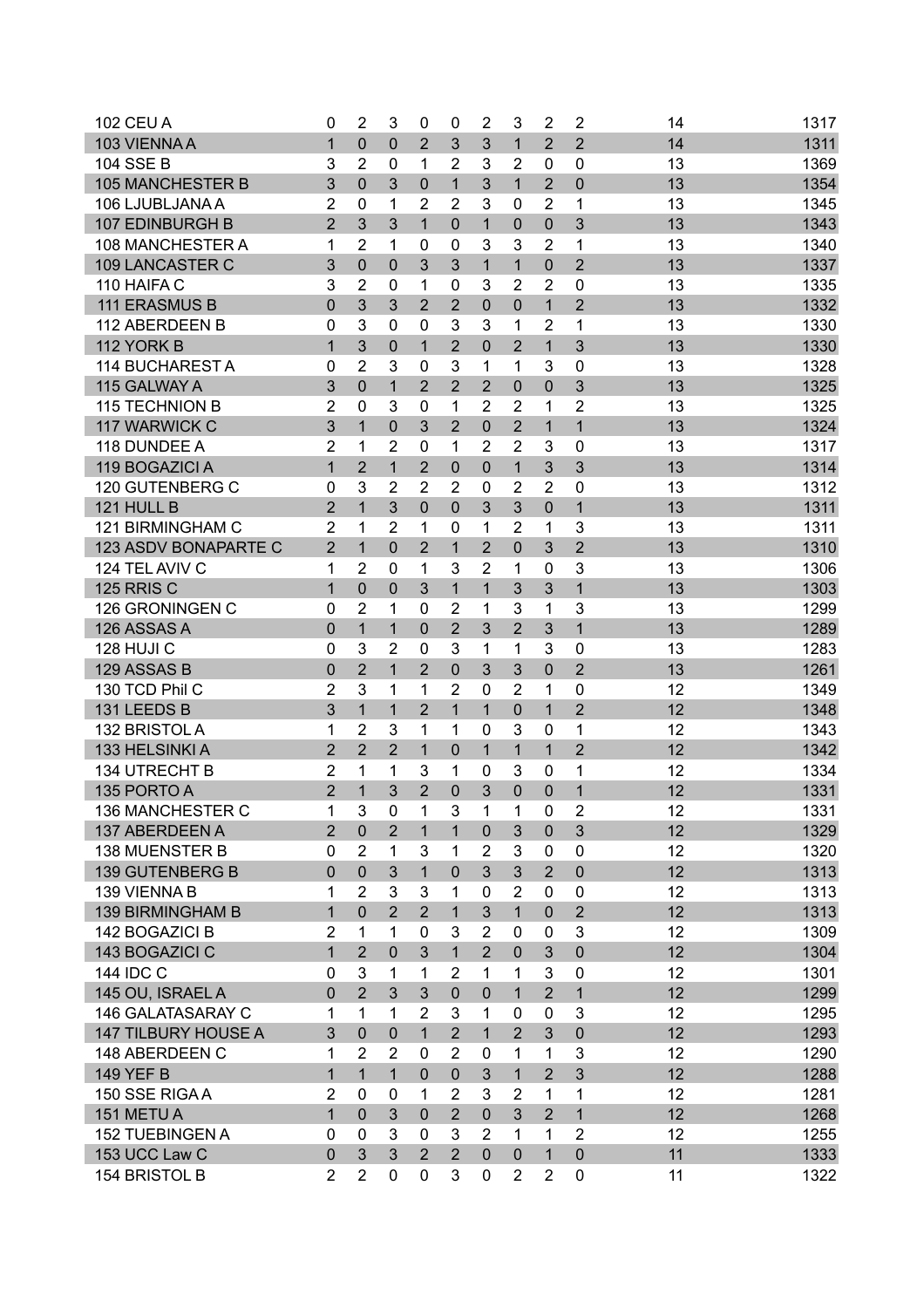| | | | | | | | | | | | |
|---|---|---|---|---|---|---|---|---|---|---|---|
| 102 CEU A | 0 | 2 | 3 | 0 | 0 | 2 | 3 | 2 | 2 | 14 | 1317 |
| 103 VIENNA A | 1 | 0 | 0 | 2 | 3 | 3 | 1 | 2 | 2 | 14 | 1311 |
| 104 SSE B | 3 | 2 | 0 | 1 | 2 | 3 | 2 | 0 | 0 | 13 | 1369 |
| 105 MANCHESTER B | 3 | 0 | 3 | 0 | 1 | 3 | 1 | 2 | 0 | 13 | 1354 |
| 106 LJUBLJANA A | 2 | 0 | 1 | 2 | 2 | 3 | 0 | 2 | 1 | 13 | 1345 |
| 107 EDINBURGH B | 2 | 3 | 3 | 1 | 0 | 1 | 0 | 0 | 3 | 13 | 1343 |
| 108 MANCHESTER A | 1 | 2 | 1 | 0 | 0 | 3 | 3 | 2 | 1 | 13 | 1340 |
| 109 LANCASTER C | 3 | 0 | 0 | 3 | 3 | 1 | 1 | 0 | 2 | 13 | 1337 |
| 110 HAIFA C | 3 | 2 | 0 | 1 | 0 | 3 | 2 | 2 | 0 | 13 | 1335 |
| 111 ERASMUS B | 0 | 3 | 3 | 2 | 2 | 0 | 0 | 1 | 2 | 13 | 1332 |
| 112 ABERDEEN B | 0 | 3 | 0 | 0 | 3 | 3 | 1 | 2 | 1 | 13 | 1330 |
| 112 YORK B | 1 | 3 | 0 | 1 | 2 | 0 | 2 | 1 | 3 | 13 | 1330 |
| 114 BUCHAREST A | 0 | 2 | 3 | 0 | 3 | 1 | 1 | 3 | 0 | 13 | 1328 |
| 115 GALWAY A | 3 | 0 | 1 | 2 | 2 | 2 | 0 | 0 | 3 | 13 | 1325 |
| 115 TECHNION B | 2 | 0 | 3 | 0 | 1 | 2 | 2 | 1 | 2 | 13 | 1325 |
| 117 WARWICK C | 3 | 1 | 0 | 3 | 2 | 0 | 2 | 1 | 1 | 13 | 1324 |
| 118 DUNDEE A | 2 | 1 | 2 | 0 | 1 | 2 | 2 | 3 | 0 | 13 | 1317 |
| 119 BOGAZICI A | 1 | 2 | 1 | 2 | 0 | 0 | 1 | 3 | 3 | 13 | 1314 |
| 120 GUTENBERG C | 0 | 3 | 2 | 2 | 2 | 0 | 2 | 2 | 0 | 13 | 1312 |
| 121 HULL B | 2 | 1 | 3 | 0 | 0 | 3 | 3 | 0 | 1 | 13 | 1311 |
| 121 BIRMINGHAM C | 2 | 1 | 2 | 1 | 0 | 1 | 2 | 1 | 3 | 13 | 1311 |
| 123 ASDV BONAPARTE C | 2 | 1 | 0 | 2 | 1 | 2 | 0 | 3 | 2 | 13 | 1310 |
| 124 TEL AVIV C | 1 | 2 | 0 | 1 | 3 | 2 | 1 | 0 | 3 | 13 | 1306 |
| 125 RRIS C | 1 | 0 | 0 | 3 | 1 | 1 | 3 | 3 | 1 | 13 | 1303 |
| 126 GRONINGEN C | 0 | 2 | 1 | 0 | 2 | 1 | 3 | 1 | 3 | 13 | 1299 |
| 126 ASSAS A | 0 | 1 | 1 | 0 | 2 | 3 | 2 | 3 | 1 | 13 | 1289 |
| 128 HUJI C | 0 | 3 | 2 | 0 | 3 | 1 | 1 | 3 | 0 | 13 | 1283 |
| 129 ASSAS B | 0 | 2 | 1 | 2 | 0 | 3 | 3 | 0 | 2 | 13 | 1261 |
| 130 TCD Phil C | 2 | 3 | 1 | 1 | 2 | 0 | 2 | 1 | 0 | 12 | 1349 |
| 131 LEEDS B | 3 | 1 | 1 | 2 | 1 | 1 | 0 | 1 | 2 | 12 | 1348 |
| 132 BRISTOL A | 1 | 2 | 3 | 1 | 1 | 0 | 3 | 0 | 1 | 12 | 1343 |
| 133 HELSINKI A | 2 | 2 | 2 | 1 | 0 | 1 | 1 | 1 | 2 | 12 | 1342 |
| 134 UTRECHT B | 2 | 1 | 1 | 3 | 1 | 0 | 3 | 0 | 1 | 12 | 1334 |
| 135 PORTO A | 2 | 1 | 3 | 2 | 0 | 3 | 0 | 0 | 1 | 12 | 1331 |
| 136 MANCHESTER C | 1 | 3 | 0 | 1 | 3 | 1 | 1 | 0 | 2 | 12 | 1331 |
| 137 ABERDEEN A | 2 | 0 | 2 | 1 | 1 | 0 | 3 | 0 | 3 | 12 | 1329 |
| 138 MUENSTER B | 0 | 2 | 1 | 3 | 1 | 2 | 3 | 0 | 0 | 12 | 1320 |
| 139 GUTENBERG B | 0 | 0 | 3 | 1 | 0 | 3 | 3 | 2 | 0 | 12 | 1313 |
| 139 VIENNA B | 1 | 2 | 3 | 3 | 1 | 0 | 2 | 0 | 0 | 12 | 1313 |
| 139 BIRMINGHAM B | 1 | 0 | 2 | 2 | 1 | 3 | 1 | 0 | 2 | 12 | 1313 |
| 142 BOGAZICI B | 2 | 1 | 1 | 0 | 3 | 2 | 0 | 0 | 3 | 12 | 1309 |
| 143 BOGAZICI C | 1 | 2 | 0 | 3 | 1 | 2 | 0 | 3 | 0 | 12 | 1304 |
| 144 IDC C | 0 | 3 | 1 | 1 | 2 | 1 | 1 | 3 | 0 | 12 | 1301 |
| 145 OU, ISRAEL A | 0 | 2 | 3 | 3 | 0 | 0 | 1 | 2 | 1 | 12 | 1299 |
| 146 GALATASARAY C | 1 | 1 | 1 | 2 | 3 | 1 | 0 | 0 | 3 | 12 | 1295 |
| 147 TILBURY HOUSE A | 3 | 0 | 0 | 1 | 2 | 1 | 2 | 3 | 0 | 12 | 1293 |
| 148 ABERDEEN C | 1 | 2 | 2 | 0 | 2 | 0 | 1 | 1 | 3 | 12 | 1290 |
| 149 YEF B | 1 | 1 | 1 | 0 | 0 | 3 | 1 | 2 | 3 | 12 | 1288 |
| 150 SSE RIGA A | 2 | 0 | 0 | 1 | 2 | 3 | 2 | 1 | 1 | 12 | 1281 |
| 151 METU A | 1 | 0 | 3 | 0 | 2 | 0 | 3 | 2 | 1 | 12 | 1268 |
| 152 TUEBINGEN A | 0 | 0 | 3 | 0 | 3 | 2 | 1 | 1 | 2 | 12 | 1255 |
| 153 UCC Law C | 0 | 3 | 3 | 2 | 2 | 0 | 0 | 1 | 0 | 11 | 1333 |
| 154 BRISTOL B | 2 | 2 | 0 | 0 | 3 | 0 | 2 | 2 | 0 | 11 | 1322 |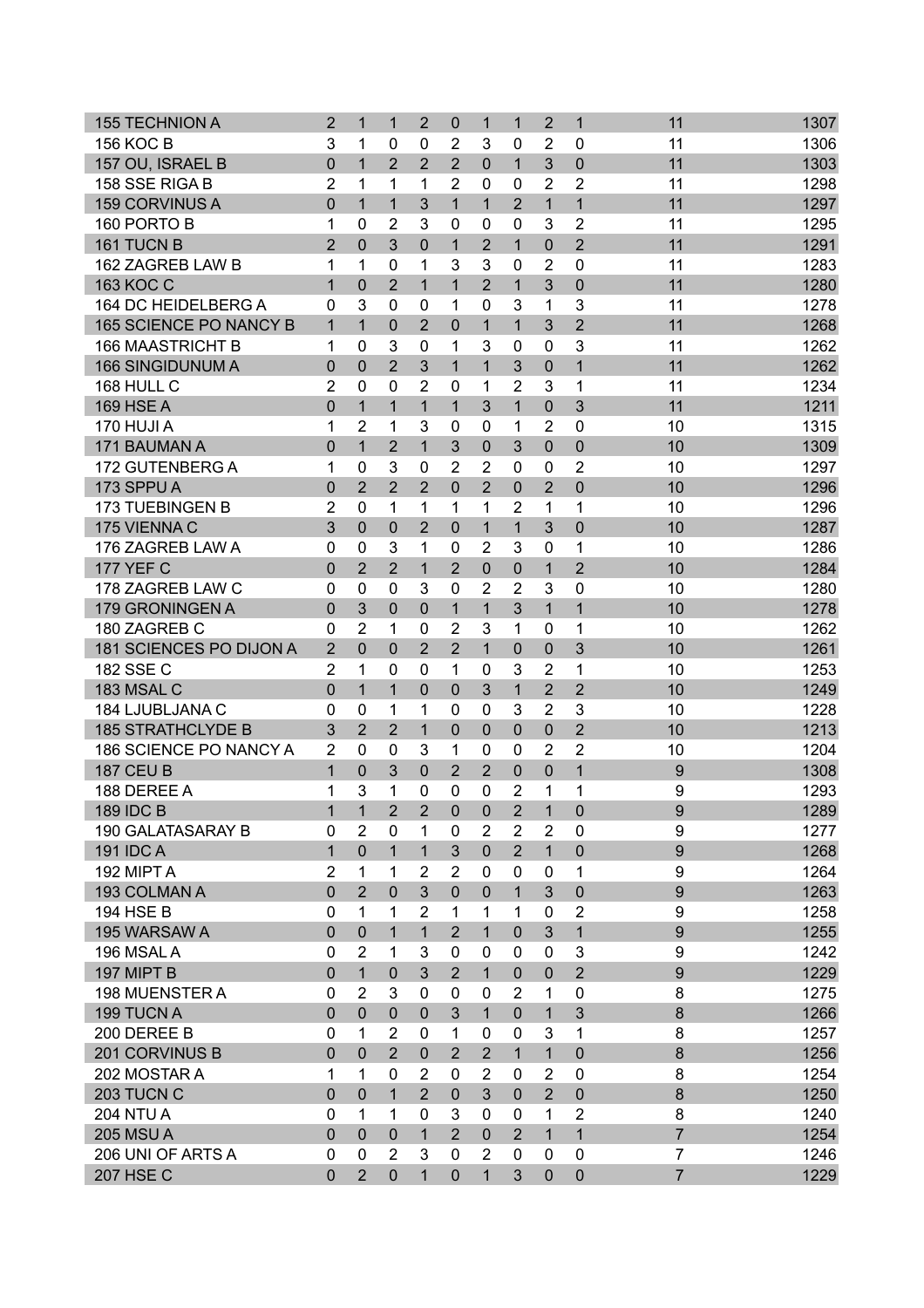| | | | | | | | | | | | |
|---|---|---|---|---|---|---|---|---|---|---|---|
| 155 TECHNION A | 2 | 1 | 1 | 2 | 0 | 1 | 1 | 2 | 1 | 11 | 1307 |
| 156 KOC B | 3 | 1 | 0 | 0 | 2 | 3 | 0 | 2 | 0 | 11 | 1306 |
| 157 OU, ISRAEL B | 0 | 1 | 2 | 2 | 2 | 0 | 1 | 3 | 0 | 11 | 1303 |
| 158 SSE RIGA B | 2 | 1 | 1 | 1 | 2 | 0 | 0 | 2 | 2 | 11 | 1298 |
| 159 CORVINUS A | 0 | 1 | 1 | 3 | 1 | 1 | 2 | 1 | 1 | 11 | 1297 |
| 160 PORTO B | 1 | 0 | 2 | 3 | 0 | 0 | 0 | 3 | 2 | 11 | 1295 |
| 161 TUCN B | 2 | 0 | 3 | 0 | 1 | 2 | 1 | 0 | 2 | 11 | 1291 |
| 162 ZAGREB LAW B | 1 | 1 | 0 | 1 | 3 | 3 | 0 | 2 | 0 | 11 | 1283 |
| 163 KOC C | 1 | 0 | 2 | 1 | 1 | 2 | 1 | 3 | 0 | 11 | 1280 |
| 164 DC HEIDELBERG A | 0 | 3 | 0 | 0 | 1 | 0 | 3 | 1 | 3 | 11 | 1278 |
| 165 SCIENCE PO NANCY B | 1 | 1 | 0 | 2 | 0 | 1 | 1 | 3 | 2 | 11 | 1268 |
| 166 MAASTRICHT B | 1 | 0 | 3 | 0 | 1 | 3 | 0 | 0 | 3 | 11 | 1262 |
| 166 SINGIDUNUM A | 0 | 0 | 2 | 3 | 1 | 1 | 3 | 0 | 1 | 11 | 1262 |
| 168 HULL C | 2 | 0 | 0 | 2 | 0 | 1 | 2 | 3 | 1 | 11 | 1234 |
| 169 HSE A | 0 | 1 | 1 | 1 | 1 | 3 | 1 | 0 | 3 | 11 | 1211 |
| 170 HUJI A | 1 | 2 | 1 | 3 | 0 | 0 | 1 | 2 | 0 | 10 | 1315 |
| 171 BAUMAN A | 0 | 1 | 2 | 1 | 3 | 0 | 3 | 0 | 0 | 10 | 1309 |
| 172 GUTENBERG A | 1 | 0 | 3 | 0 | 2 | 2 | 0 | 0 | 2 | 10 | 1297 |
| 173 SPPU A | 0 | 2 | 2 | 2 | 0 | 2 | 0 | 2 | 0 | 10 | 1296 |
| 173 TUEBINGEN B | 2 | 0 | 1 | 1 | 1 | 1 | 2 | 1 | 1 | 10 | 1296 |
| 175 VIENNA C | 3 | 0 | 0 | 2 | 0 | 1 | 1 | 3 | 0 | 10 | 1287 |
| 176 ZAGREB LAW A | 0 | 0 | 3 | 1 | 0 | 2 | 3 | 0 | 1 | 10 | 1286 |
| 177 YEF C | 0 | 2 | 2 | 1 | 2 | 0 | 0 | 1 | 2 | 10 | 1284 |
| 178 ZAGREB LAW C | 0 | 0 | 0 | 3 | 0 | 2 | 2 | 3 | 0 | 10 | 1280 |
| 179 GRONINGEN A | 0 | 3 | 0 | 0 | 1 | 1 | 3 | 1 | 1 | 10 | 1278 |
| 180 ZAGREB C | 0 | 2 | 1 | 0 | 2 | 3 | 1 | 0 | 1 | 10 | 1262 |
| 181 SCIENCES PO DIJON A | 2 | 0 | 0 | 2 | 2 | 1 | 0 | 0 | 3 | 10 | 1261 |
| 182 SSE C | 2 | 1 | 0 | 0 | 1 | 0 | 3 | 2 | 1 | 10 | 1253 |
| 183 MSAL C | 0 | 1 | 1 | 0 | 0 | 3 | 1 | 2 | 2 | 10 | 1249 |
| 184 LJUBLJANA C | 0 | 0 | 1 | 1 | 0 | 0 | 3 | 2 | 3 | 10 | 1228 |
| 185 STRATHCLYDE B | 3 | 2 | 2 | 1 | 0 | 0 | 0 | 0 | 2 | 10 | 1213 |
| 186 SCIENCE PO NANCY A | 2 | 0 | 0 | 3 | 1 | 0 | 0 | 2 | 2 | 10 | 1204 |
| 187 CEU B | 1 | 0 | 3 | 0 | 2 | 2 | 0 | 0 | 1 | 9 | 1308 |
| 188 DEREE A | 1 | 3 | 1 | 0 | 0 | 0 | 2 | 1 | 1 | 9 | 1293 |
| 189 IDC B | 1 | 1 | 2 | 2 | 0 | 0 | 2 | 1 | 0 | 9 | 1289 |
| 190 GALATASARAY B | 0 | 2 | 0 | 1 | 0 | 2 | 2 | 2 | 0 | 9 | 1277 |
| 191 IDC A | 1 | 0 | 1 | 1 | 3 | 0 | 2 | 1 | 0 | 9 | 1268 |
| 192 MIPT A | 2 | 1 | 1 | 2 | 2 | 0 | 0 | 0 | 1 | 9 | 1264 |
| 193 COLMAN A | 0 | 2 | 0 | 3 | 0 | 0 | 1 | 3 | 0 | 9 | 1263 |
| 194 HSE B | 0 | 1 | 1 | 2 | 1 | 1 | 1 | 0 | 2 | 9 | 1258 |
| 195 WARSAW A | 0 | 0 | 1 | 1 | 2 | 1 | 0 | 3 | 1 | 9 | 1255 |
| 196 MSAL A | 0 | 2 | 1 | 3 | 0 | 0 | 0 | 0 | 3 | 9 | 1242 |
| 197 MIPT B | 0 | 1 | 0 | 3 | 2 | 1 | 0 | 0 | 2 | 9 | 1229 |
| 198 MUENSTER A | 0 | 2 | 3 | 0 | 0 | 0 | 2 | 1 | 0 | 8 | 1275 |
| 199 TUCN A | 0 | 0 | 0 | 0 | 3 | 1 | 0 | 1 | 3 | 8 | 1266 |
| 200 DEREE B | 0 | 1 | 2 | 0 | 1 | 0 | 0 | 3 | 1 | 8 | 1257 |
| 201 CORVINUS B | 0 | 0 | 2 | 0 | 2 | 2 | 1 | 1 | 0 | 8 | 1256 |
| 202 MOSTAR A | 1 | 1 | 0 | 2 | 0 | 2 | 0 | 2 | 0 | 8 | 1254 |
| 203 TUCN C | 0 | 0 | 1 | 2 | 0 | 3 | 0 | 2 | 0 | 8 | 1250 |
| 204 NTU A | 0 | 1 | 1 | 0 | 3 | 0 | 0 | 1 | 2 | 8 | 1240 |
| 205 MSU A | 0 | 0 | 0 | 1 | 2 | 0 | 2 | 1 | 1 | 7 | 1254 |
| 206 UNI OF ARTS A | 0 | 0 | 2 | 3 | 0 | 2 | 0 | 0 | 0 | 7 | 1246 |
| 207 HSE C | 0 | 2 | 0 | 1 | 0 | 1 | 3 | 0 | 0 | 7 | 1229 |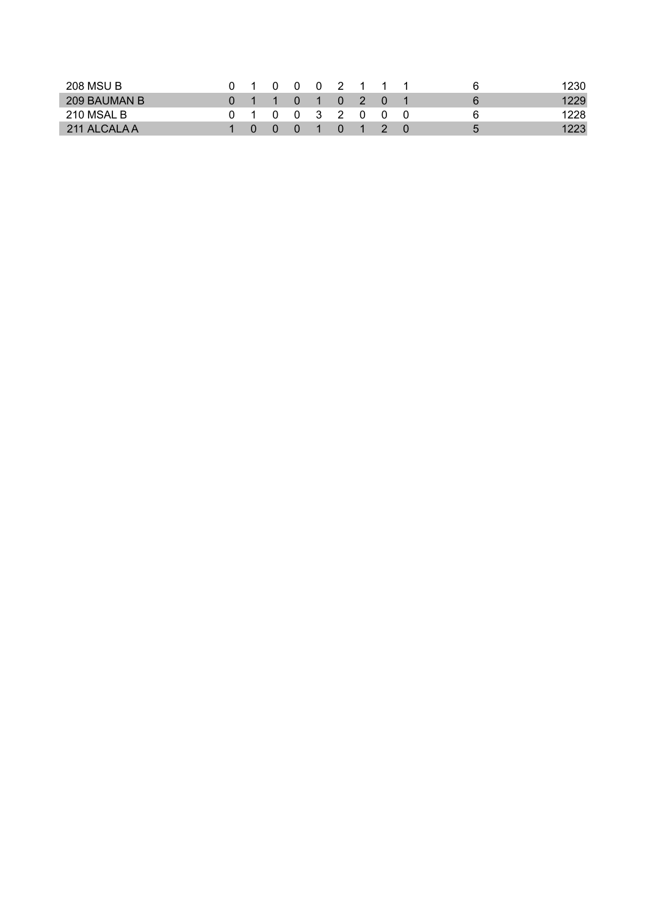| | | | | | | | | | | | |
|---|---|---|---|---|---|---|---|---|---|---|---|
| 208 MSU B | 0 | 1 | 0 | 0 | 0 | 2 | 1 | 1 | 1 | 6 | 1230 |
| 209 BAUMAN B | 0 | 1 | 1 | 0 | 1 | 0 | 2 | 0 | 1 | 6 | 1229 |
| 210 MSAL B | 0 | 1 | 0 | 0 | 3 | 2 | 0 | 0 | 0 | 6 | 1228 |
| 211 ALCALA A | 1 | 0 | 0 | 0 | 1 | 0 | 1 | 2 | 0 | 5 | 1223 |